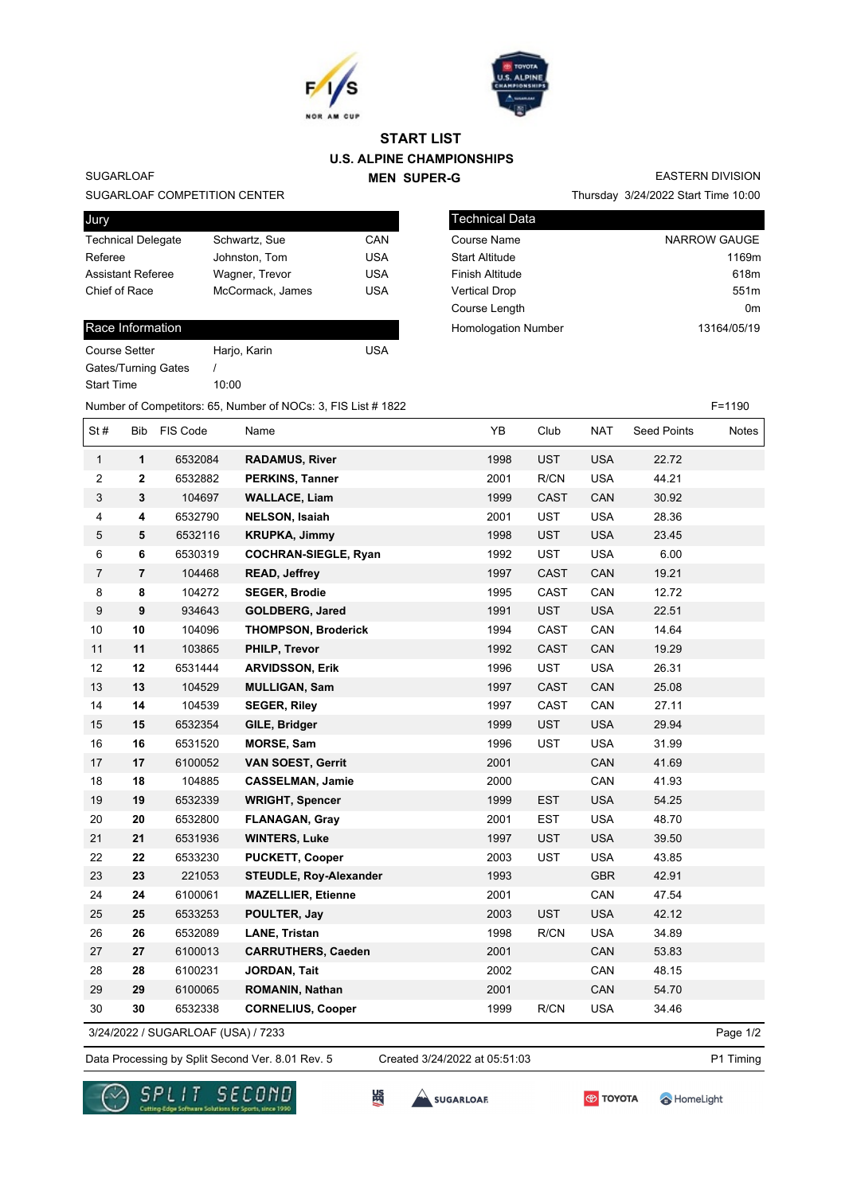# START LIST

## U.S. ALPINE CHAMPIONSHIPS

### MEN SUPER-G

SUGARLOAF
SUGARLOAF COMPETITION CENTER

EASTERN DIVISION
Thursday 3/24/2022 Start Time 10:00

| Jury | | |
|---|---|---|
| Technical Delegate | Schwartz, Sue | CAN |
| Referee | Johnston, Tom | USA |
| Assistant Referee | Wagner, Trevor | USA |
| Chief of Race | McCormack, James | USA |

| Technical Data | |
|---|---|
| Course Name | NARROW GAUGE |
| Start Altitude | 1169m |
| Finish Altitude | 618m |
| Vertical Drop | 551m |
| Course Length | 0m |
| Homologation Number | 13164/05/19 |

| Race Information | | |
|---|---|---|
| Course Setter | Harjo, Karin | USA |
| Gates/Turning Gates | / | |
| Start Time | 10:00 | |

Number of Competitors: 65, Number of NOCs: 3, FIS List # 1822

F=1190

| St # | Bib | FIS Code | Name | YB | Club | NAT | Seed Points | Notes |
|---|---|---|---|---|---|---|---|---|
| 1 | **1** | 6532084 | **RADAMUS, River** | 1998 | UST | USA | 22.72 | |
| 2 | **2** | 6532882 | **PERKINS, Tanner** | 2001 | R/CN | USA | 44.21 | |
| 3 | **3** | 104697 | **WALLACE, Liam** | 1999 | CAST | CAN | 30.92 | |
| 4 | **4** | 6532790 | **NELSON, Isaiah** | 2001 | UST | USA | 28.36 | |
| 5 | **5** | 6532116 | **KRUPKA, Jimmy** | 1998 | UST | USA | 23.45 | |
| 6 | **6** | 6530319 | **COCHRAN-SIEGLE, Ryan** | 1992 | UST | USA | 6.00 | |
| 7 | **7** | 104468 | **READ, Jeffrey** | 1997 | CAST | CAN | 19.21 | |
| 8 | **8** | 104272 | **SEGER, Brodie** | 1995 | CAST | CAN | 12.72 | |
| 9 | **9** | 934643 | **GOLDBERG, Jared** | 1991 | UST | USA | 22.51 | |
| 10 | **10** | 104096 | **THOMPSON, Broderick** | 1994 | CAST | CAN | 14.64 | |
| 11 | **11** | 103865 | **PHILP, Trevor** | 1992 | CAST | CAN | 19.29 | |
| 12 | **12** | 6531444 | **ARVIDSSON, Erik** | 1996 | UST | USA | 26.31 | |
| 13 | **13** | 104529 | **MULLIGAN, Sam** | 1997 | CAST | CAN | 25.08 | |
| 14 | **14** | 104539 | **SEGER, Riley** | 1997 | CAST | CAN | 27.11 | |
| 15 | **15** | 6532354 | **GILE, Bridger** | 1999 | UST | USA | 29.94 | |
| 16 | **16** | 6531520 | **MORSE, Sam** | 1996 | UST | USA | 31.99 | |
| 17 | **17** | 6100052 | **VAN SOEST, Gerrit** | 2001 | | CAN | 41.69 | |
| 18 | **18** | 104885 | **CASSELMAN, Jamie** | 2000 | | CAN | 41.93 | |
| 19 | **19** | 6532339 | **WRIGHT, Spencer** | 1999 | EST | USA | 54.25 | |
| 20 | **20** | 6532800 | **FLANAGAN, Gray** | 2001 | EST | USA | 48.70 | |
| 21 | **21** | 6531936 | **WINTERS, Luke** | 1997 | UST | USA | 39.50 | |
| 22 | **22** | 6533230 | **PUCKETT, Cooper** | 2003 | UST | USA | 43.85 | |
| 23 | **23** | 221053 | **STEUDLE, Roy-Alexander** | 1993 | | GBR | 42.91 | |
| 24 | **24** | 6100061 | **MAZELLIER, Etienne** | 2001 | | CAN | 47.54 | |
| 25 | **25** | 6533253 | **POULTER, Jay** | 2003 | UST | USA | 42.12 | |
| 26 | **26** | 6532089 | **LANE, Tristan** | 1998 | R/CN | USA | 34.89 | |
| 27 | **27** | 6100013 | **CARRUTHERS, Caeden** | 2001 | | CAN | 53.83 | |
| 28 | **28** | 6100231 | **JORDAN, Tait** | 2002 | | CAN | 48.15 | |
| 29 | **29** | 6100065 | **ROMANIN, Nathan** | 2001 | | CAN | 54.70 | |
| 30 | **30** | 6532338 | **CORNELIUS, Cooper** | 1999 | R/CN | USA | 34.46 | |

3/24/2022 / SUGARLOAF (USA) / 7233

Data Processing by Split Second Ver. 8.01 Rev. 5 Created 3/24/2022 at 05:51:03 P1 Timing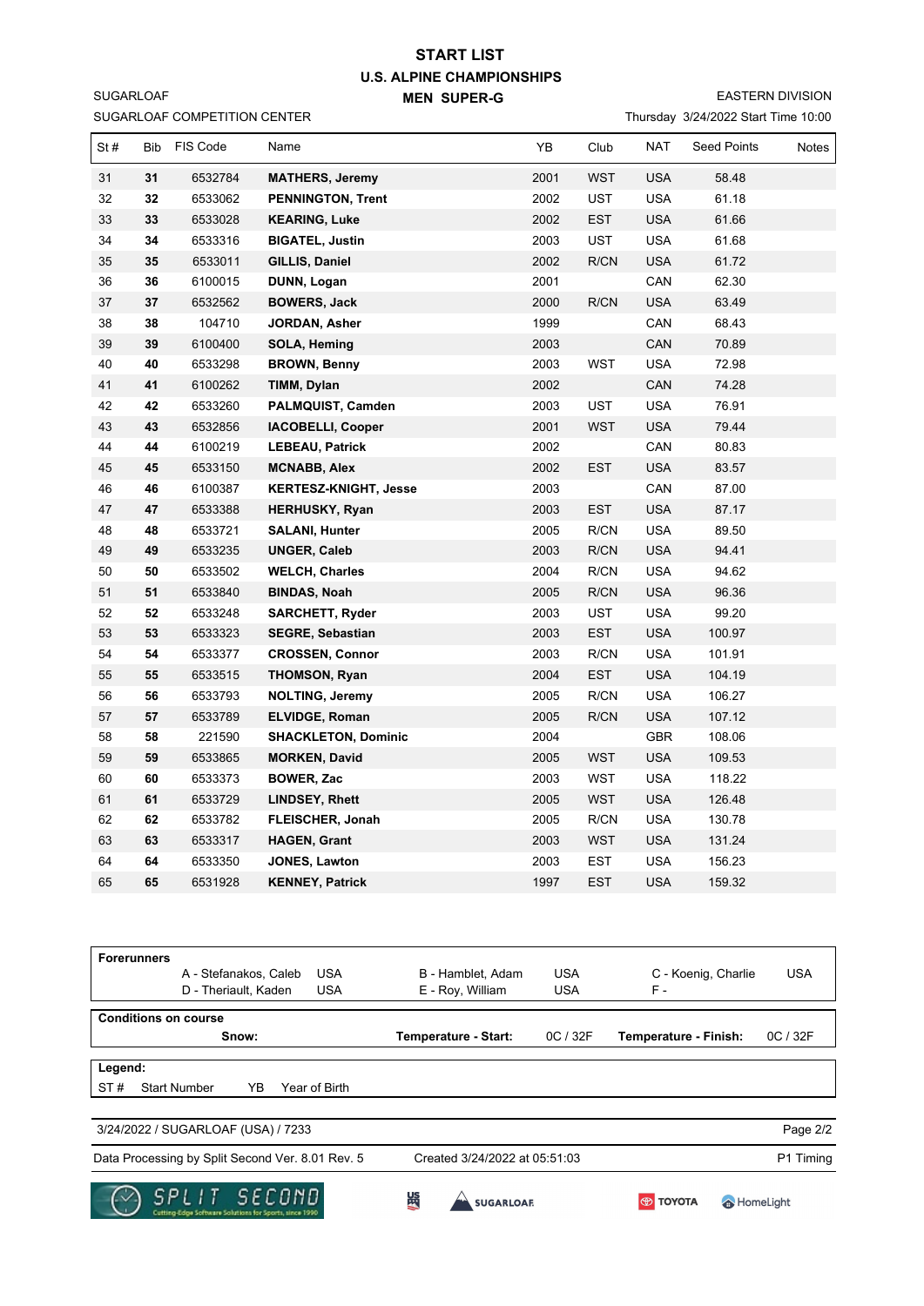# START LIST

## U.S. ALPINE CHAMPIONSHIPS

### MEN SUPER-G

SUGARLOAF
SUGARLOAF COMPETITION CENTER

EASTERN DIVISION
Thursday 3/24/2022 Start Time 10:00

| St # | Bib | FIS Code | Name | YB | Club | NAT | Seed Points | Notes |
|---|---|---|---|---|---|---|---|---|
| 31 | **31** | 6532784 | **MATHERS, Jeremy** | 2001 | WST | USA | 58.48 | |
| 32 | **32** | 6533062 | **PENNINGTON, Trent** | 2002 | UST | USA | 61.18 | |
| 33 | **33** | 6533028 | **KEARING, Luke** | 2002 | EST | USA | 61.66 | |
| 34 | **34** | 6533316 | **BIGATEL, Justin** | 2003 | UST | USA | 61.68 | |
| 35 | **35** | 6533011 | **GILLIS, Daniel** | 2002 | R/CN | USA | 61.72 | |
| 36 | **36** | 6100015 | **DUNN, Logan** | 2001 | | CAN | 62.30 | |
| 37 | **37** | 6532562 | **BOWERS, Jack** | 2000 | R/CN | USA | 63.49 | |
| 38 | **38** | 104710 | **JORDAN, Asher** | 1999 | | CAN | 68.43 | |
| 39 | **39** | 6100400 | **SOLA, Heming** | 2003 | | CAN | 70.89 | |
| 40 | **40** | 6533298 | **BROWN, Benny** | 2003 | WST | USA | 72.98 | |
| 41 | **41** | 6100262 | **TIMM, Dylan** | 2002 | | CAN | 74.28 | |
| 42 | **42** | 6533260 | **PALMQUIST, Camden** | 2003 | UST | USA | 76.91 | |
| 43 | **43** | 6532856 | **IACOBELLI, Cooper** | 2001 | WST | USA | 79.44 | |
| 44 | **44** | 6100219 | **LEBEAU, Patrick** | 2002 | | CAN | 80.83 | |
| 45 | **45** | 6533150 | **MCNABB, Alex** | 2002 | EST | USA | 83.57 | |
| 46 | **46** | 6100387 | **KERTESZ-KNIGHT, Jesse** | 2003 | | CAN | 87.00 | |
| 47 | **47** | 6533388 | **HERHUSKY, Ryan** | 2003 | EST | USA | 87.17 | |
| 48 | **48** | 6533721 | **SALANI, Hunter** | 2005 | R/CN | USA | 89.50 | |
| 49 | **49** | 6533235 | **UNGER, Caleb** | 2003 | R/CN | USA | 94.41 | |
| 50 | **50** | 6533502 | **WELCH, Charles** | 2004 | R/CN | USA | 94.62 | |
| 51 | **51** | 6533840 | **BINDAS, Noah** | 2005 | R/CN | USA | 96.36 | |
| 52 | **52** | 6533248 | **SARCHETT, Ryder** | 2003 | UST | USA | 99.20 | |
| 53 | **53** | 6533323 | **SEGRE, Sebastian** | 2003 | EST | USA | 100.97 | |
| 54 | **54** | 6533377 | **CROSSEN, Connor** | 2003 | R/CN | USA | 101.91 | |
| 55 | **55** | 6533515 | **THOMSON, Ryan** | 2004 | EST | USA | 104.19 | |
| 56 | **56** | 6533793 | **NOLTING, Jeremy** | 2005 | R/CN | USA | 106.27 | |
| 57 | **57** | 6533789 | **ELVIDGE, Roman** | 2005 | R/CN | USA | 107.12 | |
| 58 | **58** | 221590 | **SHACKLETON, Dominic** | 2004 | | GBR | 108.06 | |
| 59 | **59** | 6533865 | **MORKEN, David** | 2005 | WST | USA | 109.53 | |
| 60 | **60** | 6533373 | **BOWER, Zac** | 2003 | WST | USA | 118.22 | |
| 61 | **61** | 6533729 | **LINDSEY, Rhett** | 2005 | WST | USA | 126.48 | |
| 62 | **62** | 6533782 | **FLEISCHER, Jonah** | 2005 | R/CN | USA | 130.78 | |
| 63 | **63** | 6533317 | **HAGEN, Grant** | 2003 | WST | USA | 131.24 | |
| 64 | **64** | 6533350 | **JONES, Lawton** | 2003 | EST | USA | 156.23 | |
| 65 | **65** | 6531928 | **KENNEY, Patrick** | 1997 | EST | USA | 159.32 | |

**Forerunners**

| | | | | | |
|---|---|---|---|---|---|
| A - Stefanakos, Caleb | USA | B - Hamblet, Adam | USA | C - Koenig, Charlie | USA |
| D - Theriault, Kaden | USA | E - Roy, William | USA | F - | |

**Conditions on course**

| | | | | |
|---|---|---|---|---|
| **Snow:** | **Temperature - Start:** | 0C / 32F | **Temperature - Finish:** | 0C / 32F |

**Legend:**
ST # Start Number   YB Year of Birth

3/24/2022 / SUGARLOAF (USA) / 7233

Data Processing by Split Second Ver. 8.01 Rev. 5   Created 3/24/2022 at 05:51:03   P1 Timing